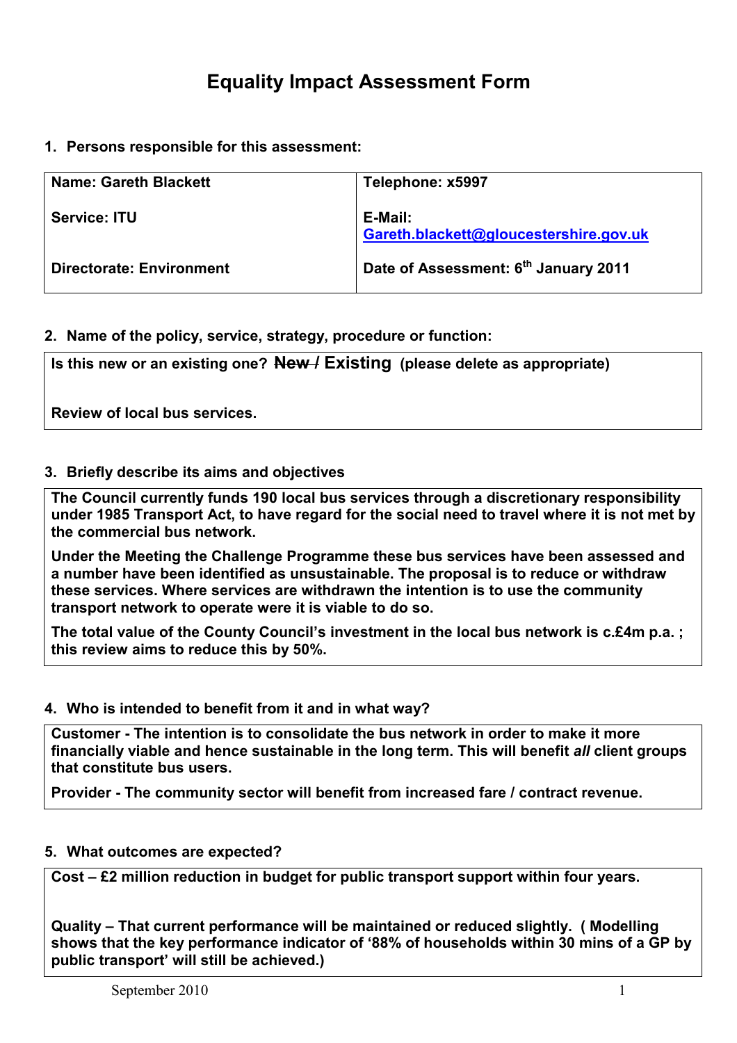# Equality Impact Assessment Form

## 1. Persons responsible for this assessment:

| Name: Gareth Blackett | Telephone: x5997 |
|---|---|
| Service: ITU | E-Mail: Gareth.blackett@gloucestershire.gov.uk |
| Directorate: Environment | Date of Assessment: 6th January 2011 |

## 2. Name of the policy, service, strategy, procedure or function:

**Is this new or an existing one?** ~~New~~ / **Existing** (please delete as appropriate)

**Review of local bus services.**

## 3. Briefly describe its aims and objectives

**The Council currently funds 190 local bus services through a discretionary responsibility under 1985 Transport Act, to have regard for the social need to travel where it is not met by the commercial bus network.**

**Under the Meeting the Challenge Programme these bus services have been assessed and a number have been identified as unsustainable. The proposal is to reduce or withdraw these services. Where services are withdrawn the intention is to use the community transport network to operate were it is viable to do so.**

**The total value of the County Council's investment in the local bus network is c.£4m p.a. ; this review aims to reduce this by 50%.**

## 4. Who is intended to benefit from it and in what way?

**Customer - The intention is to consolidate the bus network in order to make it more financially viable and hence sustainable in the long term. This will benefit *all* client groups that constitute bus users.**

**Provider - The community sector will benefit from increased fare / contract revenue.**

## 5. What outcomes are expected?

**Cost – £2 million reduction in budget for public transport support within four years.**

**Quality – That current performance will be maintained or reduced slightly. ( Modelling shows that the key performance indicator of '88% of households within 30 mins of a GP by public transport' will still be achieved.)**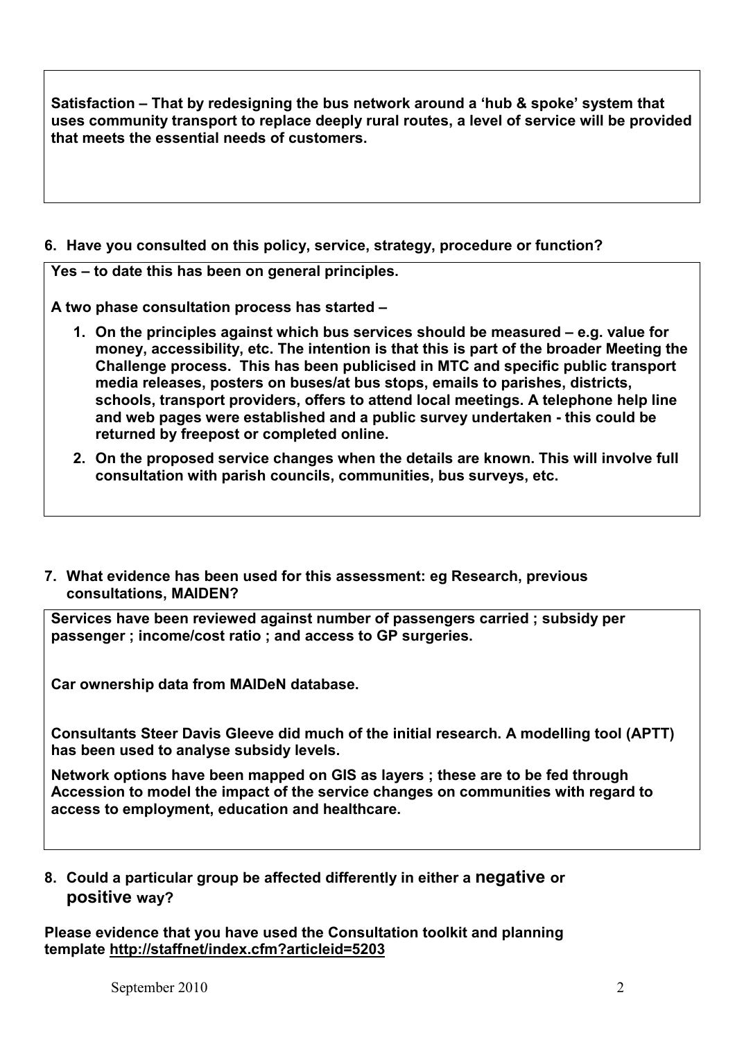**Satisfaction – That by redesigning the bus network around a 'hub & spoke' system that uses community transport to replace deeply rural routes, a level of service will be provided that meets the essential needs of customers.**

**6. Have you consulted on this policy, service, strategy, procedure or function?**

**Yes – to date this has been on general principles.**

**A two phase consultation process has started –**

1. **On the principles against which bus services should be measured – e.g. value for money, accessibility, etc. The intention is that this is part of the broader Meeting the Challenge process. This has been publicised in MTC and specific public transport media releases, posters on buses/at bus stops, emails to parishes, districts, schools, transport providers, offers to attend local meetings. A telephone help line and web pages were established and a public survey undertaken - this could be returned by freepost or completed online.**
2. **On the proposed service changes when the details are known. This will involve full consultation with parish councils, communities, bus surveys, etc.**

**7. What evidence has been used for this assessment: eg Research, previous consultations, MAIDEN?**

**Services have been reviewed against number of passengers carried ; subsidy per passenger ; income/cost ratio ; and access to GP surgeries.**

**Car ownership data from MAIDeN database.**

**Consultants Steer Davis Gleeve did much of the initial research. A modelling tool (APTT) has been used to analyse subsidy levels.**

**Network options have been mapped on GIS as layers ; these are to be fed through Accession to model the impact of the service changes on communities with regard to access to employment, education and healthcare.**

**8. Could a particular group be affected differently in either a negative or positive way?**

**Please evidence that you have used the Consultation toolkit and planning template http://staffnet/index.cfm?articleid=5203**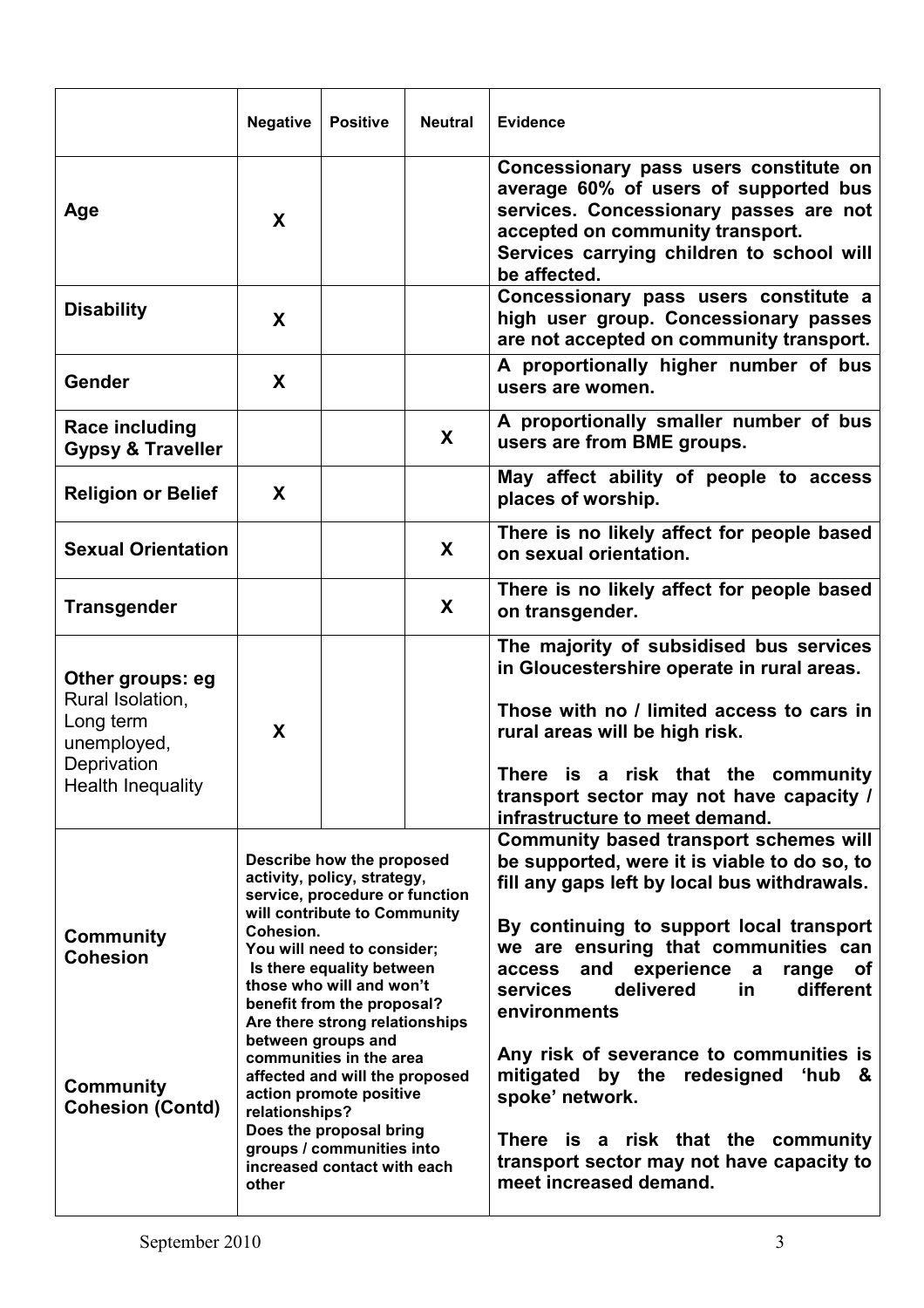| | Negative | Positive | Neutral | Evidence |
|---|---|---|---|---|
| **Age** | **X** | | | **Concessionary pass users constitute on average 60% of users of supported bus services. Concessionary passes are not accepted on community transport.**<br>**Services carrying children to school will be affected.** |
| **Disability** | **X** | | | **Concessionary pass users constitute a high user group. Concessionary passes are not accepted on community transport.** |
| **Gender** | **X** | | | **A proportionally higher number of bus users are women.** |
| **Race including Gypsy & Traveller** | | | **X** | **A proportionally smaller number of bus users are from BME groups.** |
| **Religion or Belief** | **X** | | | **May affect ability of people to access places of worship.** |
| **Sexual Orientation** | | | **X** | **There is no likely affect for people based on sexual orientation.** |
| **Transgender** | | | **X** | **There is no likely affect for people based on transgender.** |
| **Other groups: eg** Rural Isolation, Long term unemployed, Deprivation Health Inequality | **X** | | | **The majority of subsidised bus services in Gloucestershire operate in rural areas.**<br><br>**Those with no / limited access to cars in rural areas will be high risk.**<br><br>**There is a risk that the community transport sector may not have capacity / infrastructure to meet demand.** |
| **Community Cohesion**<br><br>**Community Cohesion (Contd)** | **Describe how the proposed activity, policy, strategy, service, procedure or function will contribute to Community Cohesion.**<br>**You will need to consider;**<br>**Is there equality between those who will and won't benefit from the proposal?**<br>**Are there strong relationships between groups and communities in the area affected and will the proposed action promote positive relationships?**<br>**Does the proposal bring groups / communities into increased contact with each other** | | | **Community based transport schemes will be supported, were it is viable to do so, to fill any gaps left by local bus withdrawals.**<br><br>**By continuing to support local transport we are ensuring that communities can access and experience a range of services delivered in different environments**<br><br>**Any risk of severance to communities is mitigated by the redesigned 'hub & spoke' network.**<br><br>**There is a risk that the community transport sector may not have capacity to meet increased demand.** |

September 2010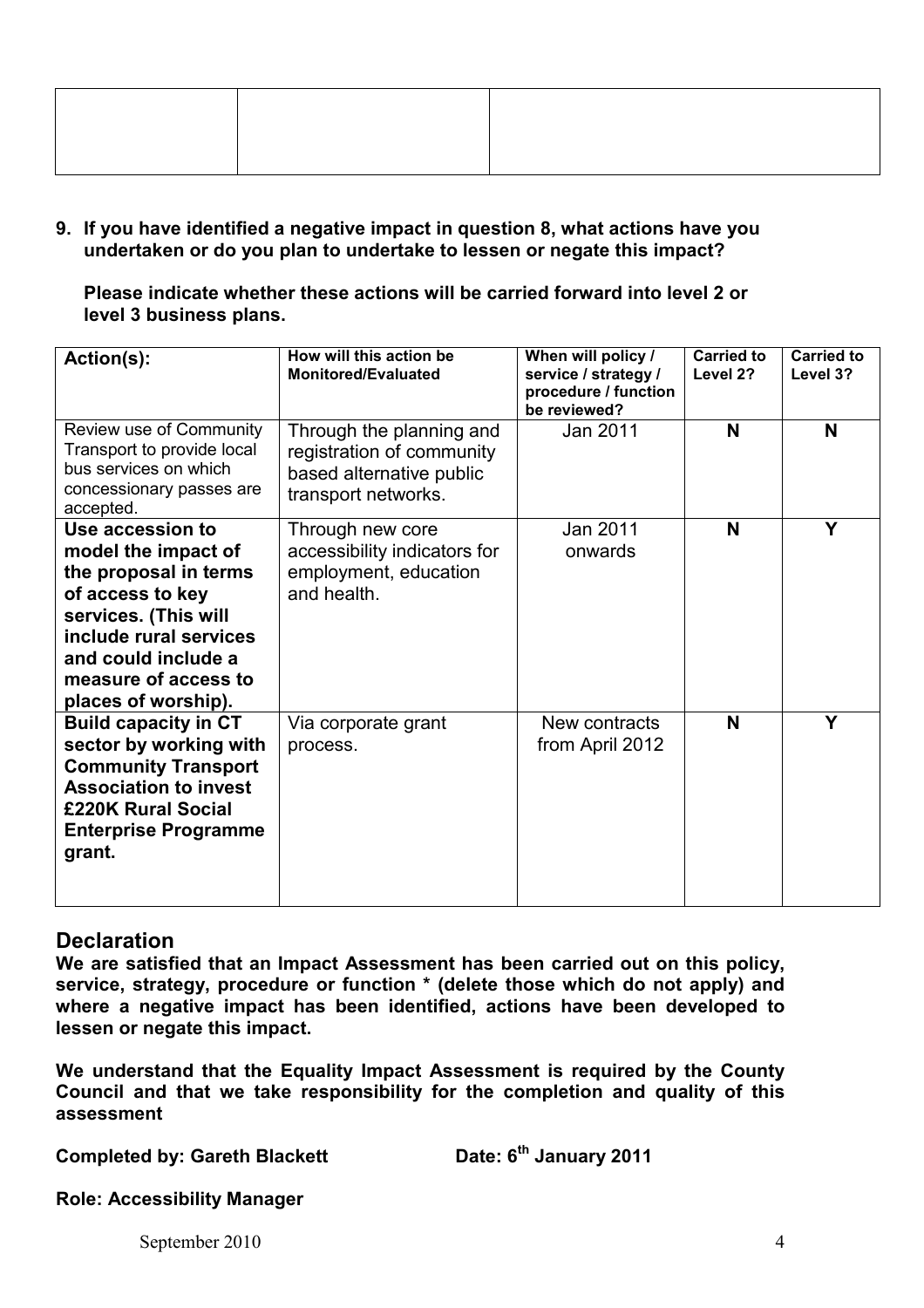| | | |
|---|---|---|
| | | |

**9. If you have identified a negative impact in question 8, what actions have you undertaken or do you plan to undertake to lessen or negate this impact?**

**Please indicate whether these actions will be carried forward into level 2 or level 3 business plans.**

| Action(s): | How will this action be Monitored/Evaluated | When will policy / service / strategy / procedure / function be reviewed? | Carried to Level 2? | Carried to Level 3? |
|---|---|---|---|---|
| Review use of Community Transport to provide local bus services on which concessionary passes are accepted. | Through the planning and registration of community based alternative public transport networks. | Jan 2011 | N | N |
| **Use accession to model the impact of the proposal in terms of access to key services. (This will include rural services and could include a measure of access to places of worship).** | Through new core accessibility indicators for employment, education and health. | Jan 2011 onwards | N | Y |
| **Build capacity in CT sector by working with Community Transport Association to invest £220K Rural Social Enterprise Programme grant.** | Via corporate grant process. | New contracts from April 2012 | N | Y |

## Declaration

**We are satisfied that an Impact Assessment has been carried out on this policy, service, strategy, procedure or function * (delete those which do not apply) and where a negative impact has been identified, actions have been developed to lessen or negate this impact.**

**We understand that the Equality Impact Assessment is required by the County Council and that we take responsibility for the completion and quality of this assessment**

**Completed by: Gareth Blackett** **Date: 6th January 2011**

**Role: Accessibility Manager**

September 2010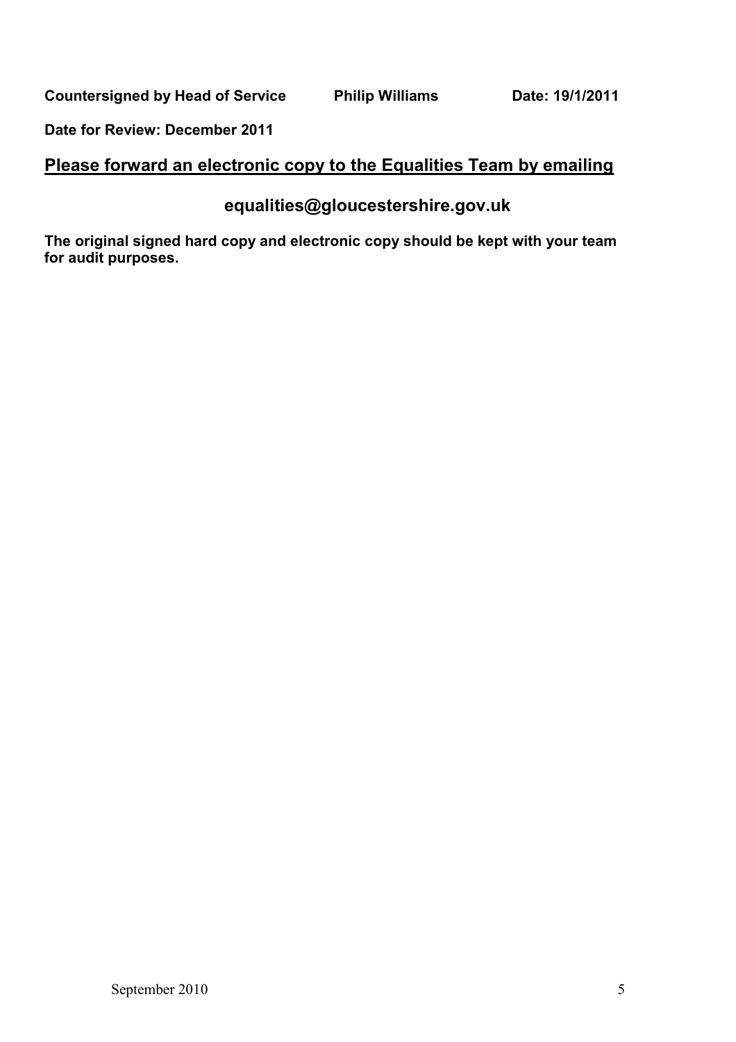**Countersigned by Head of Service Philip Williams Date: 19/1/2011**

**Date for Review: December 2011**

**<u>Please forward an electronic copy to the Equalities Team by emailing</u>**

**equalities@gloucestershire.gov.uk**

**The original signed hard copy and electronic copy should be kept with your team for audit purposes.**